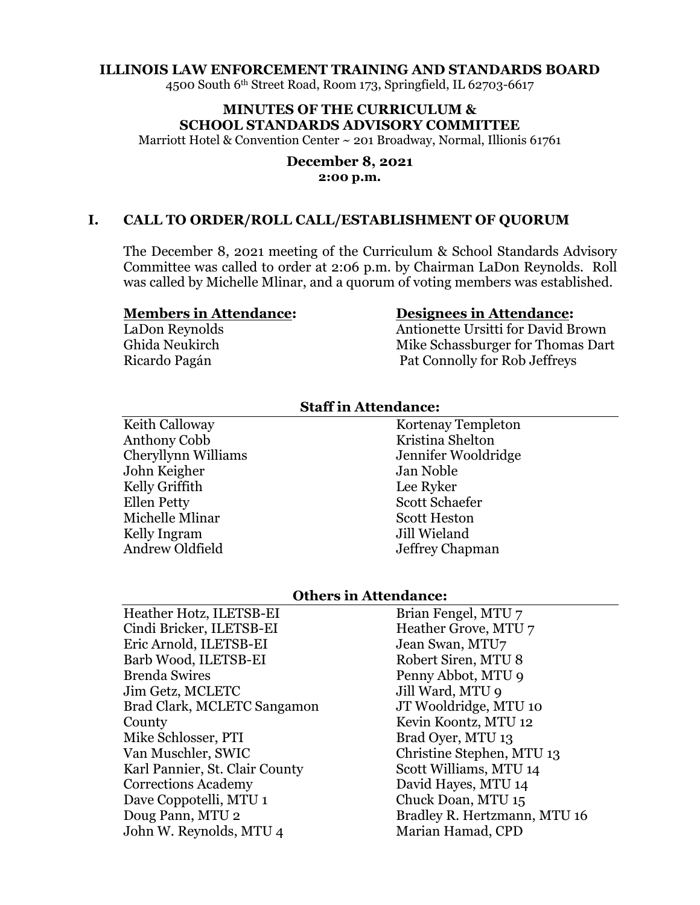**ILLINOIS LAW ENFORCEMENT TRAINING AND STANDARDS BOARD**
4500 South 6th Street Road, Room 173, Springfield, IL 62703-6617

**MINUTES OF THE CURRICULUM & SCHOOL STANDARDS ADVISORY COMMITTEE**
Marriott Hotel & Convention Center ~ 201 Broadway, Normal, Illinois 61761

**December 8, 2021**
**2:00 p.m.**

## I. CALL TO ORDER/ROLL CALL/ESTABLISHMENT OF QUORUM

The December 8, 2021 meeting of the Curriculum & School Standards Advisory Committee was called to order at 2:06 p.m. by Chairman LaDon Reynolds. Roll was called by Michelle Mlinar, and a quorum of voting members was established.

| **Members in Attendance:** | **Designees in Attendance:** |
|---|---|
| LaDon Reynolds | Antionette Ursitti for David Brown |
| Ghida Neukirch | Mike Schassburger for Thomas Dart |
| Ricardo Pagán | Pat Connolly for Rob Jeffreys |

**Staff in Attendance:**

| | |
|---|---|
| Keith Calloway | Kortenay Templeton |
| Anthony Cobb | Kristina Shelton |
| Cheryllynn Williams | Jennifer Wooldridge |
| John Keigher | Jan Noble |
| Kelly Griffith | Lee Ryker |
| Ellen Petty | Scott Schaefer |
| Michelle Mlinar | Scott Heston |
| Kelly Ingram | Jill Wieland |
| Andrew Oldfield | Jeffrey Chapman |

**Others in Attendance:**

| | |
|---|---|
| Heather Hotz, ILETSB-EI | Brian Fengel, MTU 7 |
| Cindi Bricker, ILETSB-EI | Heather Grove, MTU 7 |
| Eric Arnold, ILETSB-EI | Jean Swan, MTU7 |
| Barb Wood, ILETSB-EI | Robert Siren, MTU 8 |
| Brenda Swires | Penny Abbot, MTU 9 |
| Jim Getz, MCLETC | Jill Ward, MTU 9 |
| Brad Clark, MCLETC Sangamon County | JT Wooldridge, MTU 10 |
| Mike Schlosser, PTI | Kevin Koontz, MTU 12 |
| Van Muschler, SWIC | Brad Oyer, MTU 13 |
| Karl Pannier, St. Clair County Corrections Academy | Christine Stephen, MTU 13 |
| Dave Coppotelli, MTU 1 | Scott Williams, MTU 14 |
| Doug Pann, MTU 2 | David Hayes, MTU 14 |
| John W. Reynolds, MTU 4 | Chuck Doan, MTU 15 |
| | Bradley R. Hertzmann, MTU 16 |
| | Marian Hamad, CPD |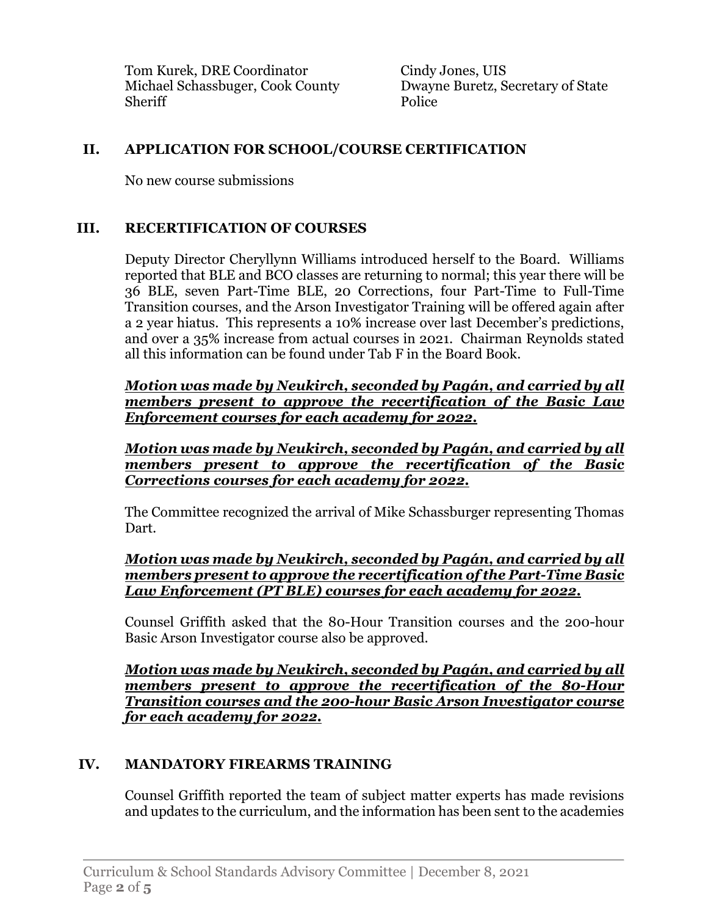Tom Kurek, DRE Coordinator
Michael Schassbuger, Cook County Sheriff
Cindy Jones, UIS
Dwayne Buretz, Secretary of State Police

## II. APPLICATION FOR SCHOOL/COURSE CERTIFICATION

No new course submissions

## III. RECERTIFICATION OF COURSES

Deputy Director Cheryllynn Williams introduced herself to the Board. Williams reported that BLE and BCO classes are returning to normal; this year there will be 36 BLE, seven Part-Time BLE, 20 Corrections, four Part-Time to Full-Time Transition courses, and the Arson Investigator Training will be offered again after a 2 year hiatus. This represents a 10% increase over last December's predictions, and over a 35% increase from actual courses in 2021. Chairman Reynolds stated all this information can be found under Tab F in the Board Book.

***Motion was made by Neukirch, seconded by Pagán, and carried by all members present to approve the recertification of the Basic Law Enforcement courses for each academy for 2022.***

***Motion was made by Neukirch, seconded by Pagán, and carried by all members present to approve the recertification of the Basic Corrections courses for each academy for 2022.***

The Committee recognized the arrival of Mike Schassburger representing Thomas Dart.

***Motion was made by Neukirch, seconded by Pagán, and carried by all members present to approve the recertification of the Part-Time Basic Law Enforcement (PT BLE) courses for each academy for 2022.***

Counsel Griffith asked that the 80-Hour Transition courses and the 200-hour Basic Arson Investigator course also be approved.

***Motion was made by Neukirch, seconded by Pagán, and carried by all members present to approve the recertification of the 80-Hour Transition courses and the 200-hour Basic Arson Investigator course for each academy for 2022.***

## IV. MANDATORY FIREARMS TRAINING

Counsel Griffith reported the team of subject matter experts has made revisions and updates to the curriculum, and the information has been sent to the academies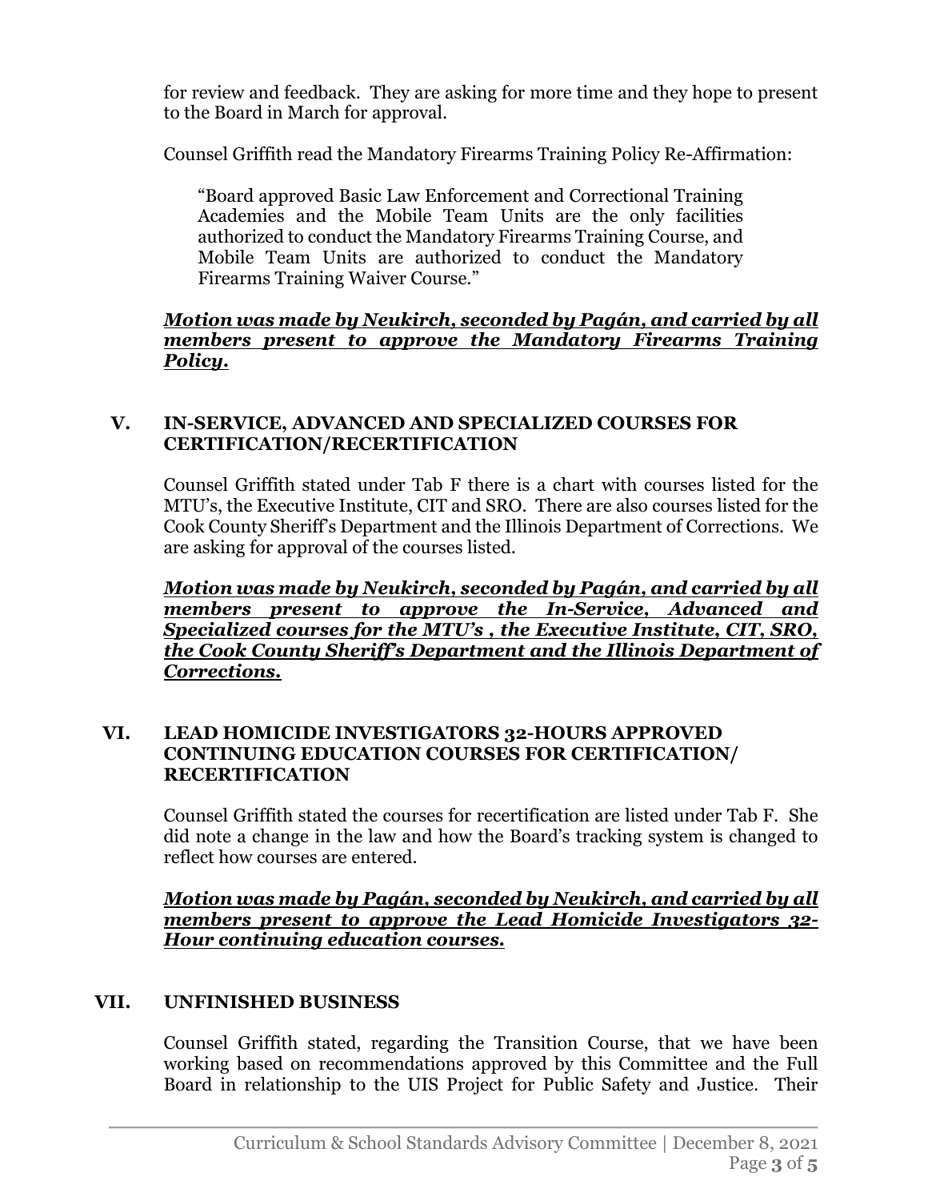for review and feedback. They are asking for more time and they hope to present to the Board in March for approval.

Counsel Griffith read the Mandatory Firearms Training Policy Re-Affirmation:

> "Board approved Basic Law Enforcement and Correctional Training Academies and the Mobile Team Units are the only facilities authorized to conduct the Mandatory Firearms Training Course, and Mobile Team Units are authorized to conduct the Mandatory Firearms Training Waiver Course."

***Motion was made by Neukirch, seconded by Pagán, and carried by all members present to approve the Mandatory Firearms Training Policy.***

## V. IN-SERVICE, ADVANCED AND SPECIALIZED COURSES FOR CERTIFICATION/RECERTIFICATION

Counsel Griffith stated under Tab F there is a chart with courses listed for the MTU's, the Executive Institute, CIT and SRO. There are also courses listed for the Cook County Sheriff's Department and the Illinois Department of Corrections. We are asking for approval of the courses listed.

***Motion was made by Neukirch, seconded by Pagán, and carried by all members present to approve the In-Service, Advanced and Specialized courses for the MTU's , the Executive Institute, CIT, SRO, the Cook County Sheriff's Department and the Illinois Department of Corrections.***

## VI. LEAD HOMICIDE INVESTIGATORS 32-HOURS APPROVED CONTINUING EDUCATION COURSES FOR CERTIFICATION/ RECERTIFICATION

Counsel Griffith stated the courses for recertification are listed under Tab F. She did note a change in the law and how the Board's tracking system is changed to reflect how courses are entered.

***Motion was made by Pagán, seconded by Neukirch, and carried by all members present to approve the Lead Homicide Investigators 32-Hour continuing education courses.***

## VII. UNFINISHED BUSINESS

Counsel Griffith stated, regarding the Transition Course, that we have been working based on recommendations approved by this Committee and the Full Board in relationship to the UIS Project for Public Safety and Justice. Their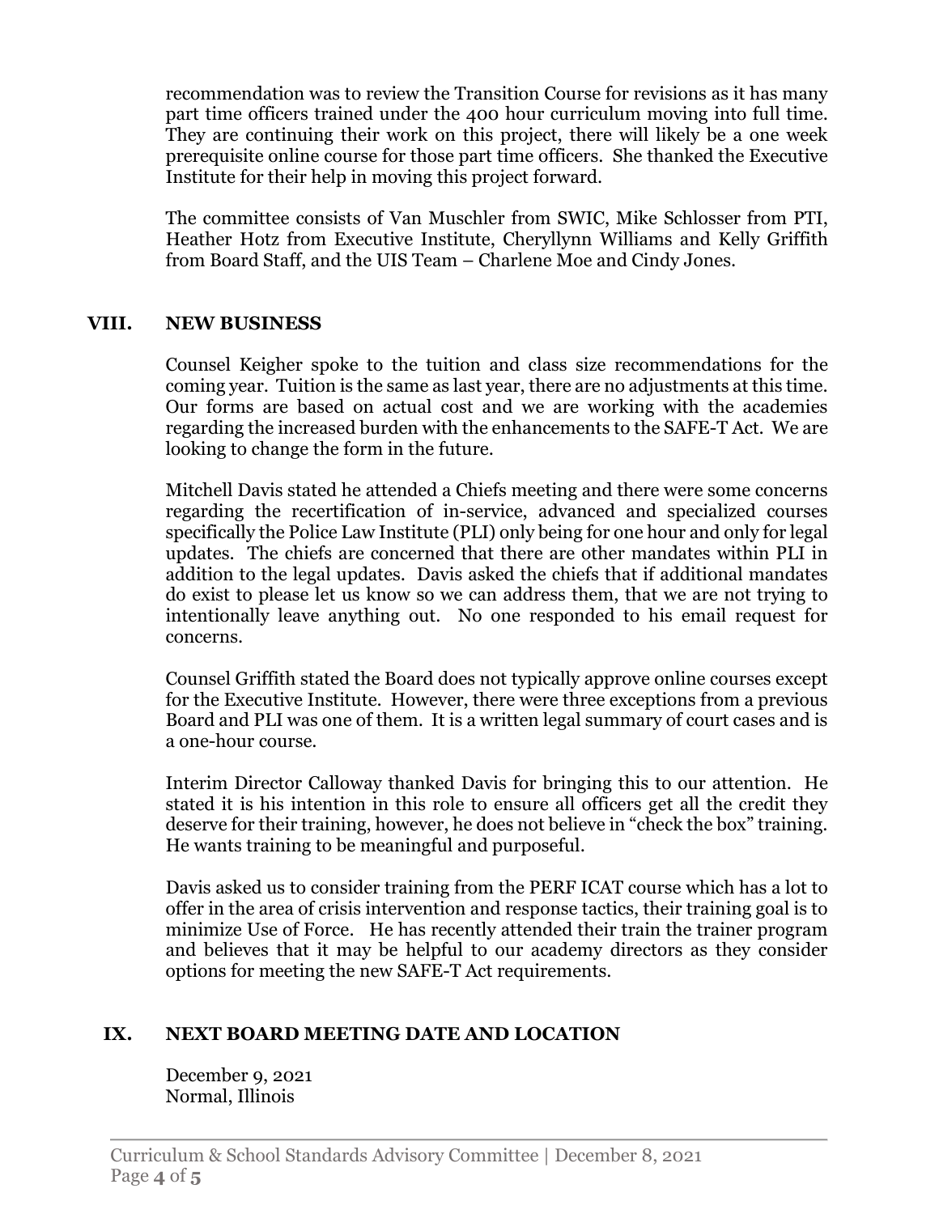recommendation was to review the Transition Course for revisions as it has many part time officers trained under the 400 hour curriculum moving into full time. They are continuing their work on this project, there will likely be a one week prerequisite online course for those part time officers. She thanked the Executive Institute for their help in moving this project forward.

The committee consists of Van Muschler from SWIC, Mike Schlosser from PTI, Heather Hotz from Executive Institute, Cheryllynn Williams and Kelly Griffith from Board Staff, and the UIS Team – Charlene Moe and Cindy Jones.

## VIII. NEW BUSINESS

Counsel Keigher spoke to the tuition and class size recommendations for the coming year. Tuition is the same as last year, there are no adjustments at this time. Our forms are based on actual cost and we are working with the academies regarding the increased burden with the enhancements to the SAFE-T Act. We are looking to change the form in the future.

Mitchell Davis stated he attended a Chiefs meeting and there were some concerns regarding the recertification of in-service, advanced and specialized courses specifically the Police Law Institute (PLI) only being for one hour and only for legal updates. The chiefs are concerned that there are other mandates within PLI in addition to the legal updates. Davis asked the chiefs that if additional mandates do exist to please let us know so we can address them, that we are not trying to intentionally leave anything out. No one responded to his email request for concerns.

Counsel Griffith stated the Board does not typically approve online courses except for the Executive Institute. However, there were three exceptions from a previous Board and PLI was one of them. It is a written legal summary of court cases and is a one-hour course.

Interim Director Calloway thanked Davis for bringing this to our attention. He stated it is his intention in this role to ensure all officers get all the credit they deserve for their training, however, he does not believe in "check the box" training. He wants training to be meaningful and purposeful.

Davis asked us to consider training from the PERF ICAT course which has a lot to offer in the area of crisis intervention and response tactics, their training goal is to minimize Use of Force. He has recently attended their train the trainer program and believes that it may be helpful to our academy directors as they consider options for meeting the new SAFE-T Act requirements.

## IX. NEXT BOARD MEETING DATE AND LOCATION

December 9, 2021
Normal, Illinois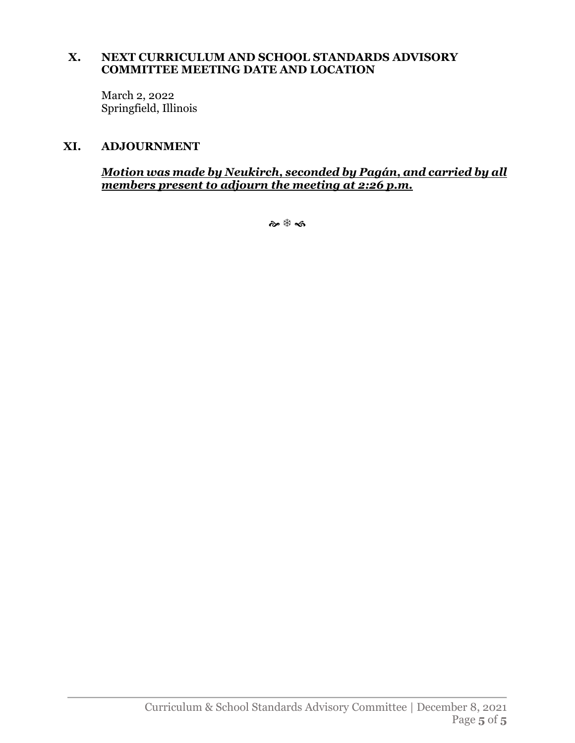## X. NEXT CURRICULUM AND SCHOOL STANDARDS ADVISORY COMMITTEE MEETING DATE AND LOCATION

March 2, 2022
Springfield, Illinois

## XI. ADJOURNMENT

***Motion was made by Neukirch, seconded by Pagán, and carried by all members present to adjourn the meeting at 2:26 p.m.***

☙ ❄ ❧